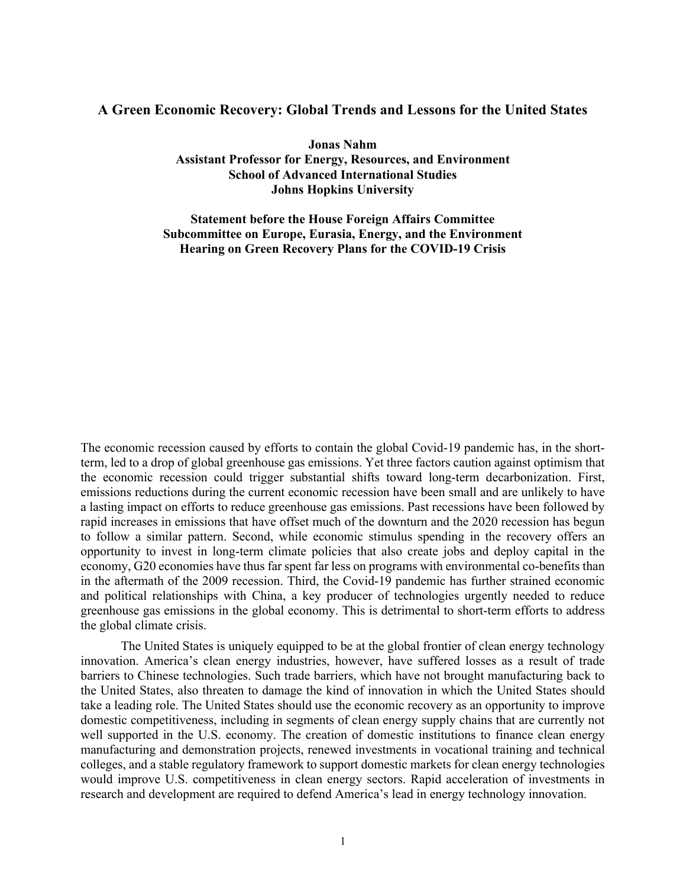# A Green Economic Recovery: Global Trends and Lessons for the United States

**Jonas Nahm**
**Assistant Professor for Energy, Resources, and Environment**
**School of Advanced International Studies**
**Johns Hopkins University**

**Statement before the House Foreign Affairs Committee**
**Subcommittee on Europe, Eurasia, Energy, and the Environment**
**Hearing on Green Recovery Plans for the COVID-19 Crisis**

The economic recession caused by efforts to contain the global Covid-19 pandemic has, in the short-term, led to a drop of global greenhouse gas emissions. Yet three factors caution against optimism that the economic recession could trigger substantial shifts toward long-term decarbonization. First, emissions reductions during the current economic recession have been small and are unlikely to have a lasting impact on efforts to reduce greenhouse gas emissions. Past recessions have been followed by rapid increases in emissions that have offset much of the downturn and the 2020 recession has begun to follow a similar pattern. Second, while economic stimulus spending in the recovery offers an opportunity to invest in long-term climate policies that also create jobs and deploy capital in the economy, G20 economies have thus far spent far less on programs with environmental co-benefits than in the aftermath of the 2009 recession. Third, the Covid-19 pandemic has further strained economic and political relationships with China, a key producer of technologies urgently needed to reduce greenhouse gas emissions in the global economy. This is detrimental to short-term efforts to address the global climate crisis.

The United States is uniquely equipped to be at the global frontier of clean energy technology innovation. America's clean energy industries, however, have suffered losses as a result of trade barriers to Chinese technologies. Such trade barriers, which have not brought manufacturing back to the United States, also threaten to damage the kind of innovation in which the United States should take a leading role. The United States should use the economic recovery as an opportunity to improve domestic competitiveness, including in segments of clean energy supply chains that are currently not well supported in the U.S. economy. The creation of domestic institutions to finance clean energy manufacturing and demonstration projects, renewed investments in vocational training and technical colleges, and a stable regulatory framework to support domestic markets for clean energy technologies would improve U.S. competitiveness in clean energy sectors. Rapid acceleration of investments in research and development are required to defend America's lead in energy technology innovation.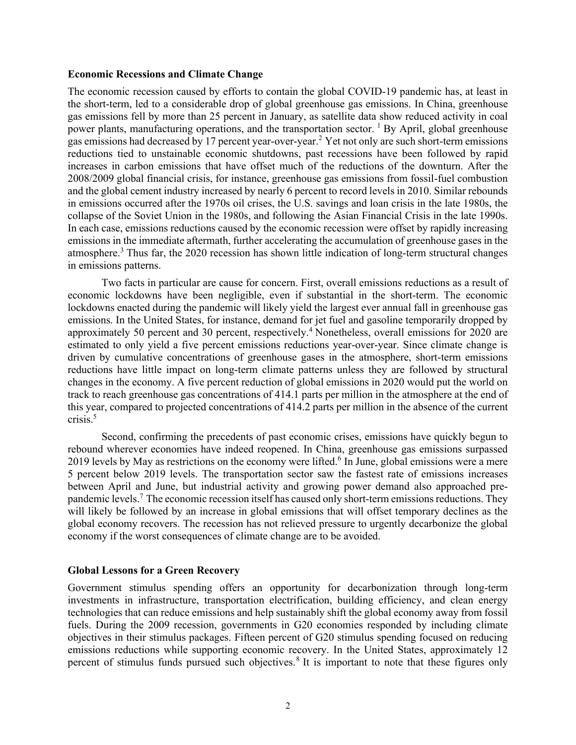## Economic Recessions and Climate Change

The economic recession caused by efforts to contain the global COVID-19 pandemic has, at least in the short-term, led to a considerable drop of global greenhouse gas emissions. In China, greenhouse gas emissions fell by more than 25 percent in January, as satellite data show reduced activity in coal power plants, manufacturing operations, and the transportation sector. [1] By April, global greenhouse gas emissions had decreased by 17 percent year-over-year.[2] Yet not only are such short-term emissions reductions tied to unstainable economic shutdowns, past recessions have been followed by rapid increases in carbon emissions that have offset much of the reductions of the downturn. After the 2008/2009 global financial crisis, for instance, greenhouse gas emissions from fossil-fuel combustion and the global cement industry increased by nearly 6 percent to record levels in 2010. Similar rebounds in emissions occurred after the 1970s oil crises, the U.S. savings and loan crisis in the late 1980s, the collapse of the Soviet Union in the 1980s, and following the Asian Financial Crisis in the late 1990s. In each case, emissions reductions caused by the economic recession were offset by rapidly increasing emissions in the immediate aftermath, further accelerating the accumulation of greenhouse gases in the atmosphere.[3] Thus far, the 2020 recession has shown little indication of long-term structural changes in emissions patterns.

Two facts in particular are cause for concern. First, overall emissions reductions as a result of economic lockdowns have been negligible, even if substantial in the short-term. The economic lockdowns enacted during the pandemic will likely yield the largest ever annual fall in greenhouse gas emissions. In the United States, for instance, demand for jet fuel and gasoline temporarily dropped by approximately 50 percent and 30 percent, respectively.[4] Nonetheless, overall emissions for 2020 are estimated to only yield a five percent emissions reductions year-over-year. Since climate change is driven by cumulative concentrations of greenhouse gases in the atmosphere, short-term emissions reductions have little impact on long-term climate patterns unless they are followed by structural changes in the economy. A five percent reduction of global emissions in 2020 would put the world on track to reach greenhouse gas concentrations of 414.1 parts per million in the atmosphere at the end of this year, compared to projected concentrations of 414.2 parts per million in the absence of the current crisis.[5]

Second, confirming the precedents of past economic crises, emissions have quickly begun to rebound wherever economies have indeed reopened. In China, greenhouse gas emissions surpassed 2019 levels by May as restrictions on the economy were lifted.[6] In June, global emissions were a mere 5 percent below 2019 levels. The transportation sector saw the fastest rate of emissions increases between April and June, but industrial activity and growing power demand also approached pre-pandemic levels.[7] The economic recession itself has caused only short-term emissions reductions. They will likely be followed by an increase in global emissions that will offset temporary declines as the global economy recovers. The recession has not relieved pressure to urgently decarbonize the global economy if the worst consequences of climate change are to be avoided.

## Global Lessons for a Green Recovery

Government stimulus spending offers an opportunity for decarbonization through long-term investments in infrastructure, transportation electrification, building efficiency, and clean energy technologies that can reduce emissions and help sustainably shift the global economy away from fossil fuels. During the 2009 recession, governments in G20 economies responded by including climate objectives in their stimulus packages. Fifteen percent of G20 stimulus spending focused on reducing emissions reductions while supporting economic recovery. In the United States, approximately 12 percent of stimulus funds pursued such objectives.[8] It is important to note that these figures only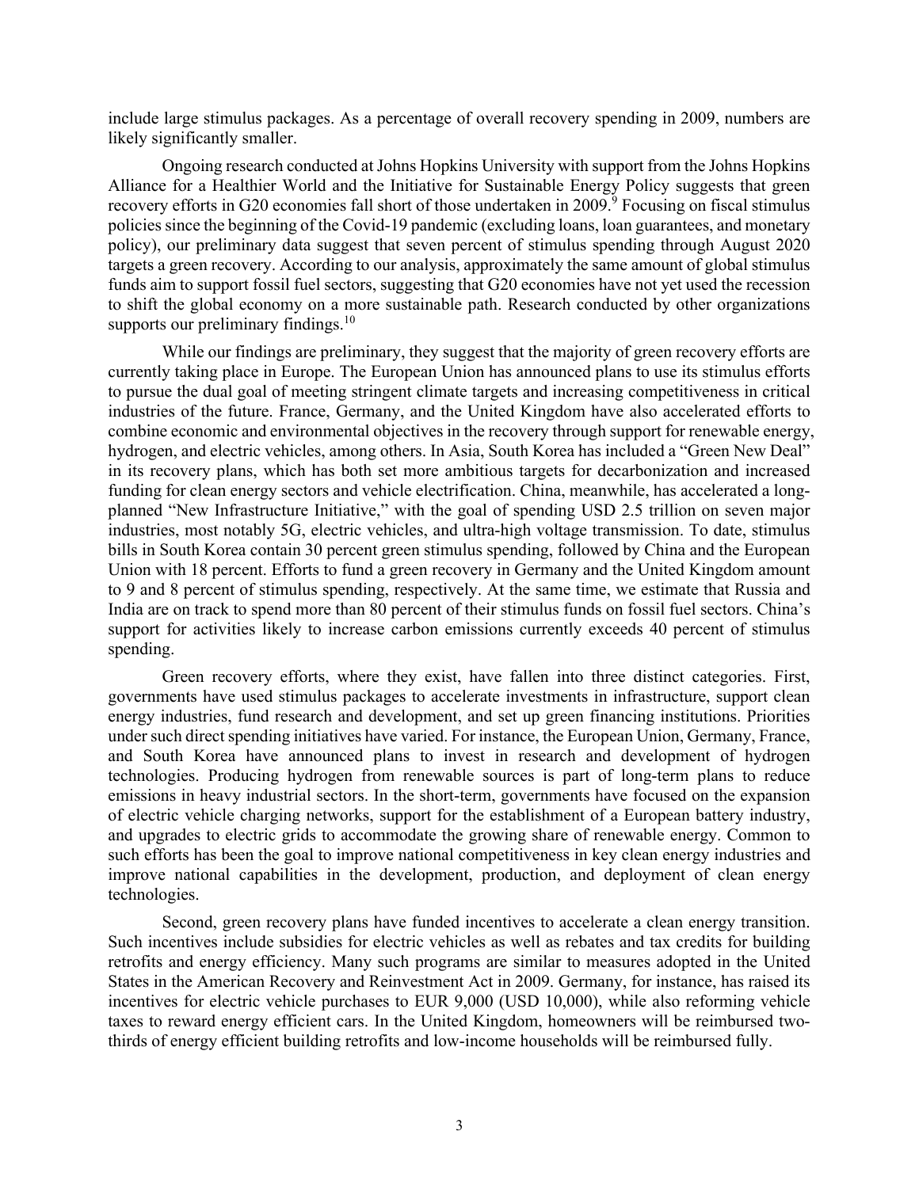include large stimulus packages. As a percentage of overall recovery spending in 2009, numbers are likely significantly smaller.

Ongoing research conducted at Johns Hopkins University with support from the Johns Hopkins Alliance for a Healthier World and the Initiative for Sustainable Energy Policy suggests that green recovery efforts in G20 economies fall short of those undertaken in 2009.[9] Focusing on fiscal stimulus policies since the beginning of the Covid-19 pandemic (excluding loans, loan guarantees, and monetary policy), our preliminary data suggest that seven percent of stimulus spending through August 2020 targets a green recovery. According to our analysis, approximately the same amount of global stimulus funds aim to support fossil fuel sectors, suggesting that G20 economies have not yet used the recession to shift the global economy on a more sustainable path. Research conducted by other organizations supports our preliminary findings.[10]

While our findings are preliminary, they suggest that the majority of green recovery efforts are currently taking place in Europe. The European Union has announced plans to use its stimulus efforts to pursue the dual goal of meeting stringent climate targets and increasing competitiveness in critical industries of the future. France, Germany, and the United Kingdom have also accelerated efforts to combine economic and environmental objectives in the recovery through support for renewable energy, hydrogen, and electric vehicles, among others. In Asia, South Korea has included a "Green New Deal" in its recovery plans, which has both set more ambitious targets for decarbonization and increased funding for clean energy sectors and vehicle electrification. China, meanwhile, has accelerated a long-planned "New Infrastructure Initiative," with the goal of spending USD 2.5 trillion on seven major industries, most notably 5G, electric vehicles, and ultra-high voltage transmission. To date, stimulus bills in South Korea contain 30 percent green stimulus spending, followed by China and the European Union with 18 percent. Efforts to fund a green recovery in Germany and the United Kingdom amount to 9 and 8 percent of stimulus spending, respectively. At the same time, we estimate that Russia and India are on track to spend more than 80 percent of their stimulus funds on fossil fuel sectors. China's support for activities likely to increase carbon emissions currently exceeds 40 percent of stimulus spending.

Green recovery efforts, where they exist, have fallen into three distinct categories. First, governments have used stimulus packages to accelerate investments in infrastructure, support clean energy industries, fund research and development, and set up green financing institutions. Priorities under such direct spending initiatives have varied. For instance, the European Union, Germany, France, and South Korea have announced plans to invest in research and development of hydrogen technologies. Producing hydrogen from renewable sources is part of long-term plans to reduce emissions in heavy industrial sectors. In the short-term, governments have focused on the expansion of electric vehicle charging networks, support for the establishment of a European battery industry, and upgrades to electric grids to accommodate the growing share of renewable energy. Common to such efforts has been the goal to improve national competitiveness in key clean energy industries and improve national capabilities in the development, production, and deployment of clean energy technologies.

Second, green recovery plans have funded incentives to accelerate a clean energy transition. Such incentives include subsidies for electric vehicles as well as rebates and tax credits for building retrofits and energy efficiency. Many such programs are similar to measures adopted in the United States in the American Recovery and Reinvestment Act in 2009. Germany, for instance, has raised its incentives for electric vehicle purchases to EUR 9,000 (USD 10,000), while also reforming vehicle taxes to reward energy efficient cars. In the United Kingdom, homeowners will be reimbursed two-thirds of energy efficient building retrofits and low-income households will be reimbursed fully.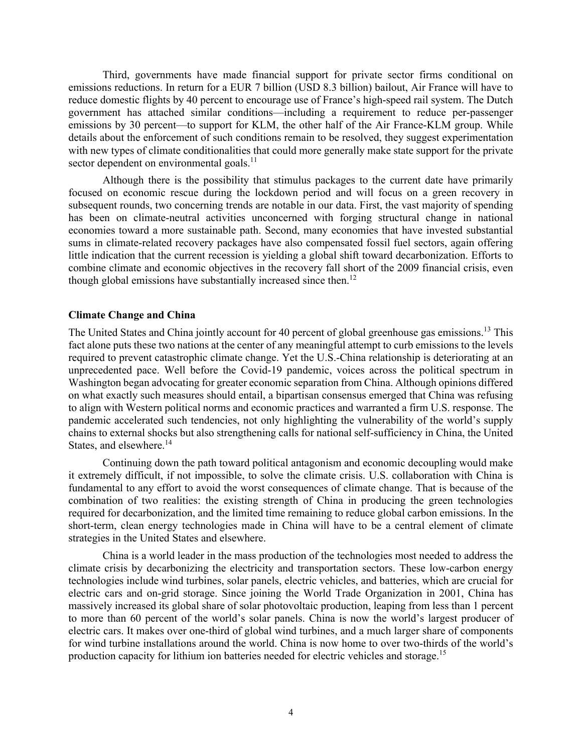Third, governments have made financial support for private sector firms conditional on emissions reductions. In return for a EUR 7 billion (USD 8.3 billion) bailout, Air France will have to reduce domestic flights by 40 percent to encourage use of France's high-speed rail system. The Dutch government has attached similar conditions—including a requirement to reduce per-passenger emissions by 30 percent—to support for KLM, the other half of the Air France-KLM group. While details about the enforcement of such conditions remain to be resolved, they suggest experimentation with new types of climate conditionalities that could more generally make state support for the private sector dependent on environmental goals.[11]

Although there is the possibility that stimulus packages to the current date have primarily focused on economic rescue during the lockdown period and will focus on a green recovery in subsequent rounds, two concerning trends are notable in our data. First, the vast majority of spending has been on climate-neutral activities unconcerned with forging structural change in national economies toward a more sustainable path. Second, many economies that have invested substantial sums in climate-related recovery packages have also compensated fossil fuel sectors, again offering little indication that the current recession is yielding a global shift toward decarbonization. Efforts to combine climate and economic objectives in the recovery fall short of the 2009 financial crisis, even though global emissions have substantially increased since then.[12]

## Climate Change and China

The United States and China jointly account for 40 percent of global greenhouse gas emissions.[13] This fact alone puts these two nations at the center of any meaningful attempt to curb emissions to the levels required to prevent catastrophic climate change. Yet the U.S.-China relationship is deteriorating at an unprecedented pace. Well before the Covid-19 pandemic, voices across the political spectrum in Washington began advocating for greater economic separation from China. Although opinions differed on what exactly such measures should entail, a bipartisan consensus emerged that China was refusing to align with Western political norms and economic practices and warranted a firm U.S. response. The pandemic accelerated such tendencies, not only highlighting the vulnerability of the world's supply chains to external shocks but also strengthening calls for national self-sufficiency in China, the United States, and elsewhere.[14]

Continuing down the path toward political antagonism and economic decoupling would make it extremely difficult, if not impossible, to solve the climate crisis. U.S. collaboration with China is fundamental to any effort to avoid the worst consequences of climate change. That is because of the combination of two realities: the existing strength of China in producing the green technologies required for decarbonization, and the limited time remaining to reduce global carbon emissions. In the short-term, clean energy technologies made in China will have to be a central element of climate strategies in the United States and elsewhere.

China is a world leader in the mass production of the technologies most needed to address the climate crisis by decarbonizing the electricity and transportation sectors. These low-carbon energy technologies include wind turbines, solar panels, electric vehicles, and batteries, which are crucial for electric cars and on-grid storage. Since joining the World Trade Organization in 2001, China has massively increased its global share of solar photovoltaic production, leaping from less than 1 percent to more than 60 percent of the world's solar panels. China is now the world's largest producer of electric cars. It makes over one-third of global wind turbines, and a much larger share of components for wind turbine installations around the world. China is now home to over two-thirds of the world's production capacity for lithium ion batteries needed for electric vehicles and storage.[15]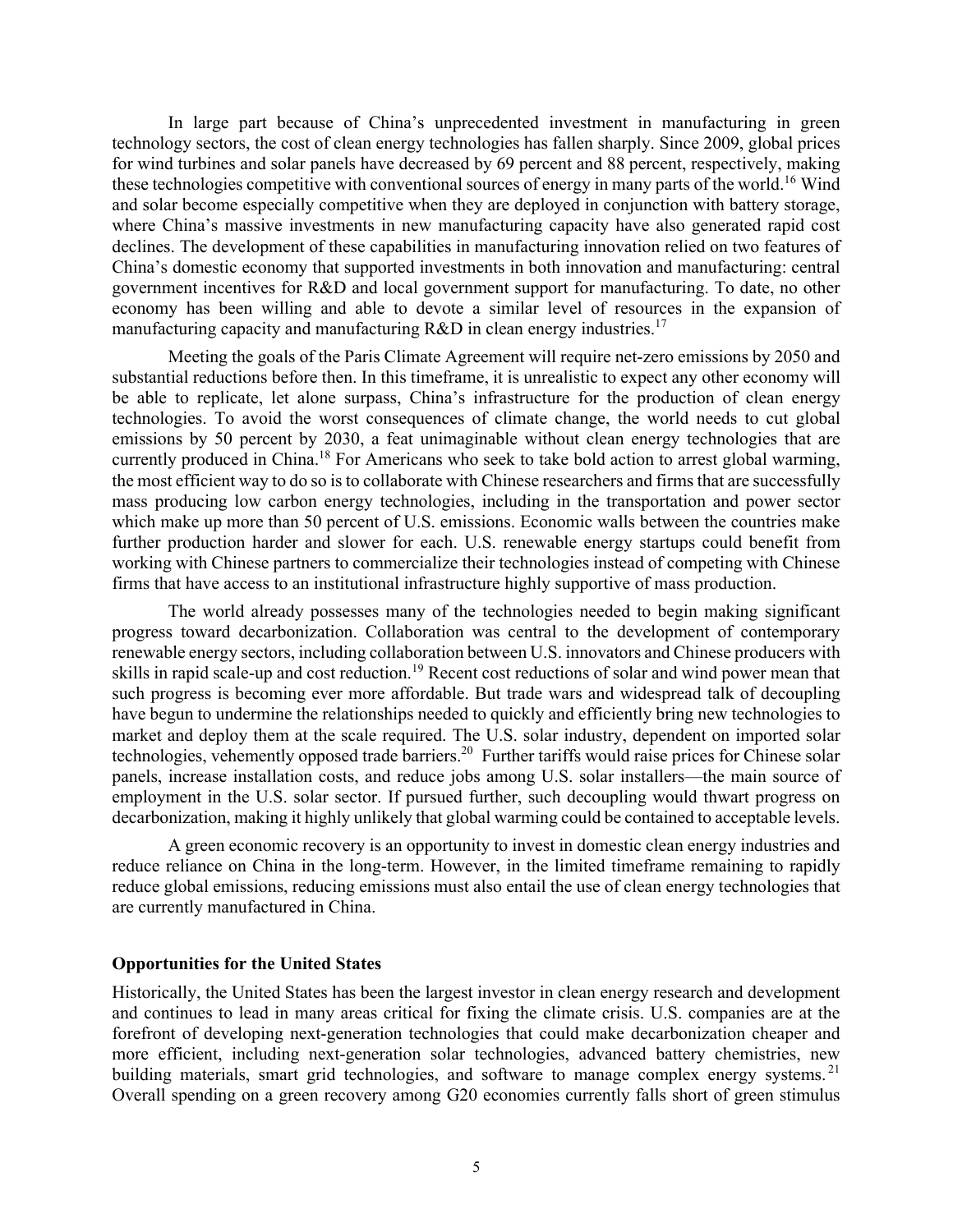In large part because of China's unprecedented investment in manufacturing in green technology sectors, the cost of clean energy technologies has fallen sharply. Since 2009, global prices for wind turbines and solar panels have decreased by 69 percent and 88 percent, respectively, making these technologies competitive with conventional sources of energy in many parts of the world.[16] Wind and solar become especially competitive when they are deployed in conjunction with battery storage, where China's massive investments in new manufacturing capacity have also generated rapid cost declines. The development of these capabilities in manufacturing innovation relied on two features of China's domestic economy that supported investments in both innovation and manufacturing: central government incentives for R&D and local government support for manufacturing. To date, no other economy has been willing and able to devote a similar level of resources in the expansion of manufacturing capacity and manufacturing R&D in clean energy industries.[17]

Meeting the goals of the Paris Climate Agreement will require net-zero emissions by 2050 and substantial reductions before then. In this timeframe, it is unrealistic to expect any other economy will be able to replicate, let alone surpass, China's infrastructure for the production of clean energy technologies. To avoid the worst consequences of climate change, the world needs to cut global emissions by 50 percent by 2030, a feat unimaginable without clean energy technologies that are currently produced in China.[18] For Americans who seek to take bold action to arrest global warming, the most efficient way to do so is to collaborate with Chinese researchers and firms that are successfully mass producing low carbon energy technologies, including in the transportation and power sector which make up more than 50 percent of U.S. emissions. Economic walls between the countries make further production harder and slower for each. U.S. renewable energy startups could benefit from working with Chinese partners to commercialize their technologies instead of competing with Chinese firms that have access to an institutional infrastructure highly supportive of mass production.

The world already possesses many of the technologies needed to begin making significant progress toward decarbonization. Collaboration was central to the development of contemporary renewable energy sectors, including collaboration between U.S. innovators and Chinese producers with skills in rapid scale-up and cost reduction.[19] Recent cost reductions of solar and wind power mean that such progress is becoming ever more affordable. But trade wars and widespread talk of decoupling have begun to undermine the relationships needed to quickly and efficiently bring new technologies to market and deploy them at the scale required. The U.S. solar industry, dependent on imported solar technologies, vehemently opposed trade barriers.[20] Further tariffs would raise prices for Chinese solar panels, increase installation costs, and reduce jobs among U.S. solar installers—the main source of employment in the U.S. solar sector. If pursued further, such decoupling would thwart progress on decarbonization, making it highly unlikely that global warming could be contained to acceptable levels.

A green economic recovery is an opportunity to invest in domestic clean energy industries and reduce reliance on China in the long-term. However, in the limited timeframe remaining to rapidly reduce global emissions, reducing emissions must also entail the use of clean energy technologies that are currently manufactured in China.

**Opportunities for the United States**

Historically, the United States has been the largest investor in clean energy research and development and continues to lead in many areas critical for fixing the climate crisis. U.S. companies are at the forefront of developing next-generation technologies that could make decarbonization cheaper and more efficient, including next-generation solar technologies, advanced battery chemistries, new building materials, smart grid technologies, and software to manage complex energy systems.[21] Overall spending on a green recovery among G20 economies currently falls short of green stimulus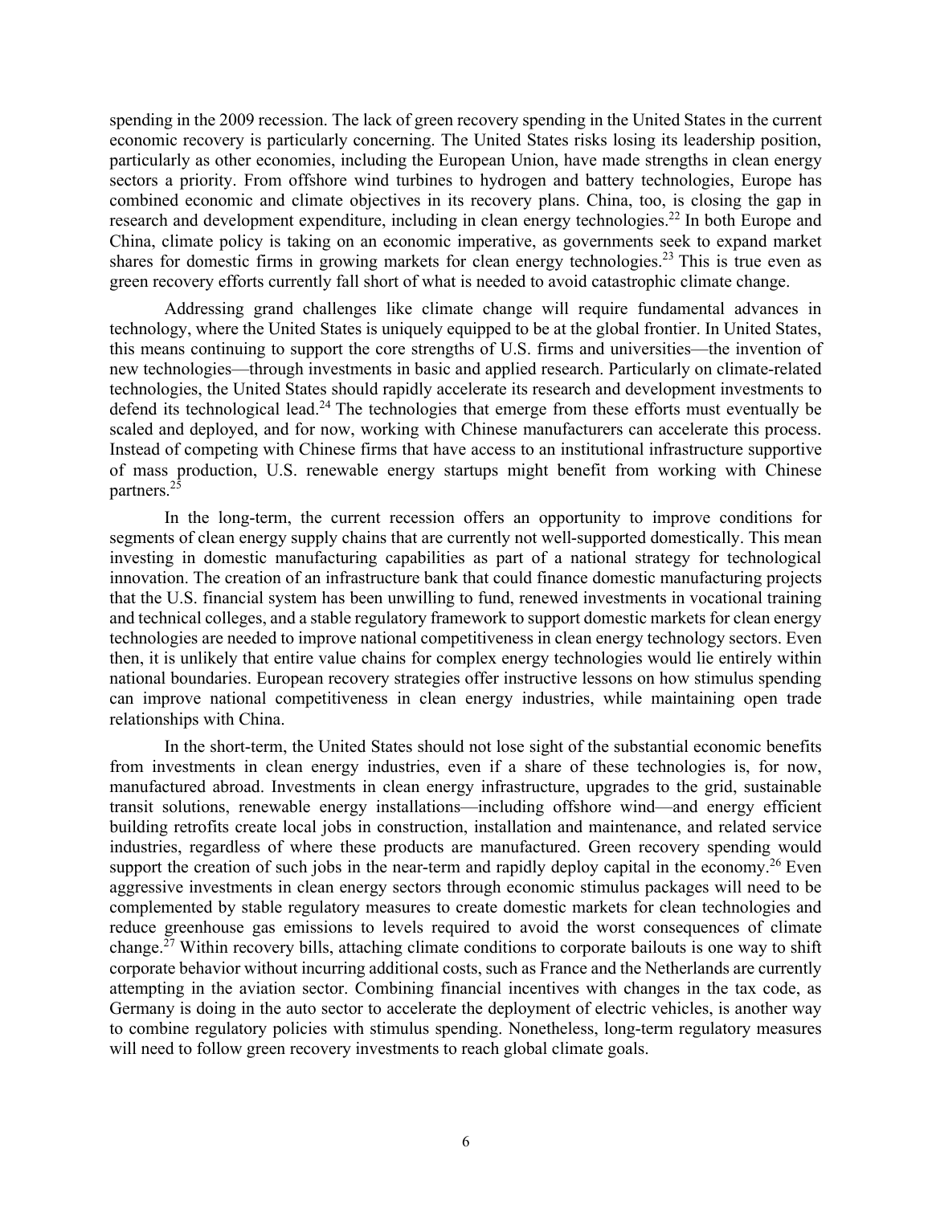spending in the 2009 recession. The lack of green recovery spending in the United States in the current economic recovery is particularly concerning. The United States risks losing its leadership position, particularly as other economies, including the European Union, have made strengths in clean energy sectors a priority. From offshore wind turbines to hydrogen and battery technologies, Europe has combined economic and climate objectives in its recovery plans. China, too, is closing the gap in research and development expenditure, including in clean energy technologies.[22] In both Europe and China, climate policy is taking on an economic imperative, as governments seek to expand market shares for domestic firms in growing markets for clean energy technologies.[23] This is true even as green recovery efforts currently fall short of what is needed to avoid catastrophic climate change.

Addressing grand challenges like climate change will require fundamental advances in technology, where the United States is uniquely equipped to be at the global frontier. In United States, this means continuing to support the core strengths of U.S. firms and universities—the invention of new technologies—through investments in basic and applied research. Particularly on climate-related technologies, the United States should rapidly accelerate its research and development investments to defend its technological lead.[24] The technologies that emerge from these efforts must eventually be scaled and deployed, and for now, working with Chinese manufacturers can accelerate this process. Instead of competing with Chinese firms that have access to an institutional infrastructure supportive of mass production, U.S. renewable energy startups might benefit from working with Chinese partners.[25]

In the long-term, the current recession offers an opportunity to improve conditions for segments of clean energy supply chains that are currently not well-supported domestically. This mean investing in domestic manufacturing capabilities as part of a national strategy for technological innovation. The creation of an infrastructure bank that could finance domestic manufacturing projects that the U.S. financial system has been unwilling to fund, renewed investments in vocational training and technical colleges, and a stable regulatory framework to support domestic markets for clean energy technologies are needed to improve national competitiveness in clean energy technology sectors. Even then, it is unlikely that entire value chains for complex energy technologies would lie entirely within national boundaries. European recovery strategies offer instructive lessons on how stimulus spending can improve national competitiveness in clean energy industries, while maintaining open trade relationships with China.

In the short-term, the United States should not lose sight of the substantial economic benefits from investments in clean energy industries, even if a share of these technologies is, for now, manufactured abroad. Investments in clean energy infrastructure, upgrades to the grid, sustainable transit solutions, renewable energy installations—including offshore wind—and energy efficient building retrofits create local jobs in construction, installation and maintenance, and related service industries, regardless of where these products are manufactured. Green recovery spending would support the creation of such jobs in the near-term and rapidly deploy capital in the economy.[26] Even aggressive investments in clean energy sectors through economic stimulus packages will need to be complemented by stable regulatory measures to create domestic markets for clean technologies and reduce greenhouse gas emissions to levels required to avoid the worst consequences of climate change.[27] Within recovery bills, attaching climate conditions to corporate bailouts is one way to shift corporate behavior without incurring additional costs, such as France and the Netherlands are currently attempting in the aviation sector. Combining financial incentives with changes in the tax code, as Germany is doing in the auto sector to accelerate the deployment of electric vehicles, is another way to combine regulatory policies with stimulus spending. Nonetheless, long-term regulatory measures will need to follow green recovery investments to reach global climate goals.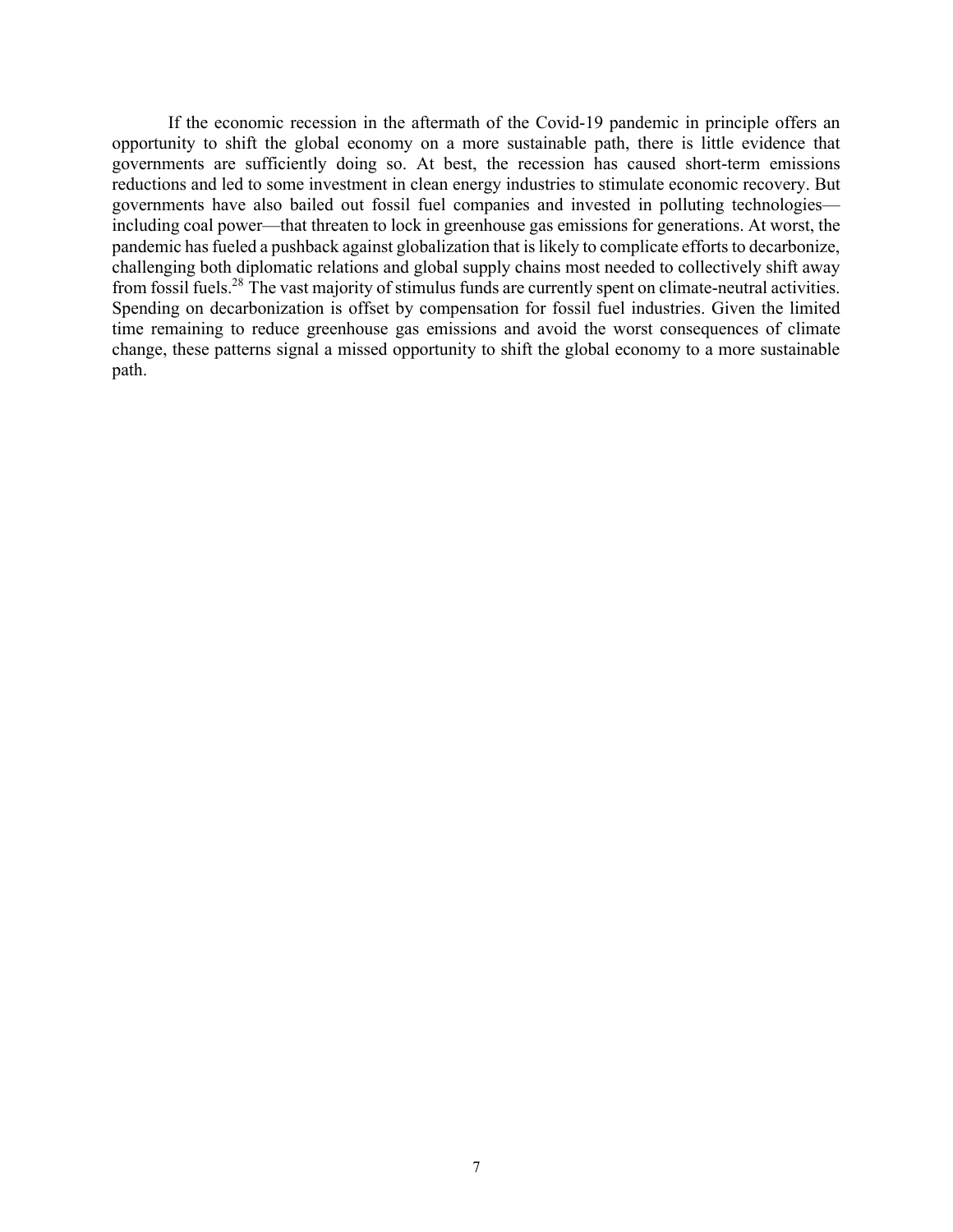If the economic recession in the aftermath of the Covid-19 pandemic in principle offers an opportunity to shift the global economy on a more sustainable path, there is little evidence that governments are sufficiently doing so. At best, the recession has caused short-term emissions reductions and led to some investment in clean energy industries to stimulate economic recovery. But governments have also bailed out fossil fuel companies and invested in polluting technologies—including coal power—that threaten to lock in greenhouse gas emissions for generations. At worst, the pandemic has fueled a pushback against globalization that is likely to complicate efforts to decarbonize, challenging both diplomatic relations and global supply chains most needed to collectively shift away from fossil fuels.[28] The vast majority of stimulus funds are currently spent on climate-neutral activities. Spending on decarbonization is offset by compensation for fossil fuel industries. Given the limited time remaining to reduce greenhouse gas emissions and avoid the worst consequences of climate change, these patterns signal a missed opportunity to shift the global economy to a more sustainable path.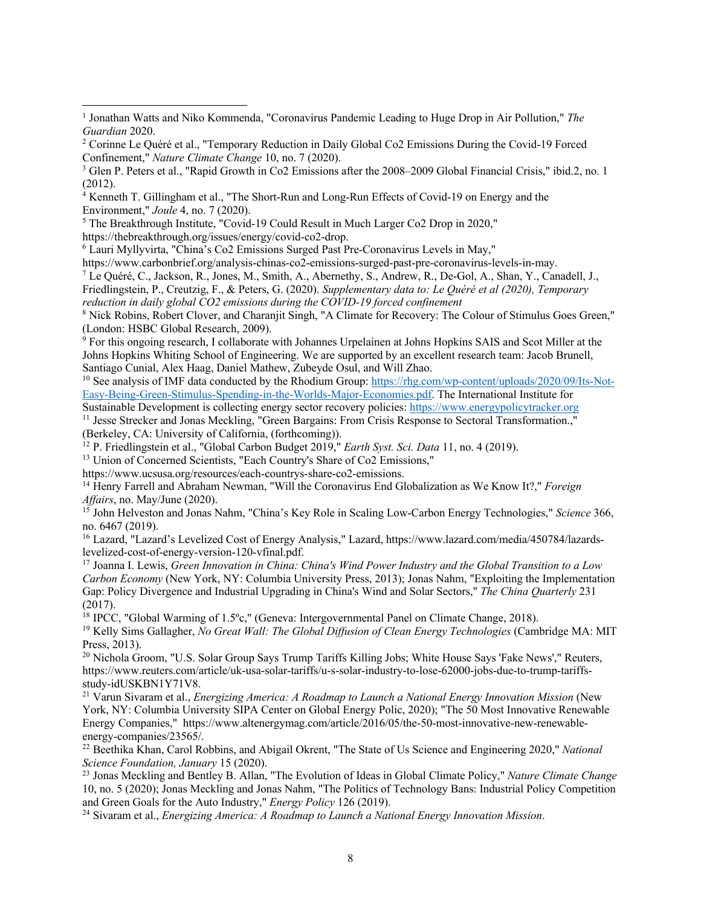[1] Jonathan Watts and Niko Kommenda, "Coronavirus Pandemic Leading to Huge Drop in Air Pollution," *The Guardian* 2020.

[2] Corinne Le Quéré et al., "Temporary Reduction in Daily Global Co2 Emissions During the Covid-19 Forced Confinement," *Nature Climate Change* 10, no. 7 (2020).

[3] Glen P. Peters et al., "Rapid Growth in Co2 Emissions after the 2008–2009 Global Financial Crisis," ibid.2, no. 1 (2012).

[4] Kenneth T. Gillingham et al., "The Short-Run and Long-Run Effects of Covid-19 on Energy and the Environment," *Joule* 4, no. 7 (2020).

[5] The Breakthrough Institute, "Covid-19 Could Result in Much Larger Co2 Drop in 2020," https://thebreakthrough.org/issues/energy/covid-co2-drop.

[6] Lauri Myllyvirta, "China's Co2 Emissions Surged Past Pre-Coronavirus Levels in May," https://www.carbonbrief.org/analysis-chinas-co2-emissions-surged-past-pre-coronavirus-levels-in-may.

[7] Le Quéré, C., Jackson, R., Jones, M., Smith, A., Abernethy, S., Andrew, R., De-Gol, A., Shan, Y., Canadell, J., Friedlingstein, P., Creutzig, F., & Peters, G. (2020). *Supplementary data to: Le Quéré et al (2020), Temporary reduction in daily global CO2 emissions during the COVID-19 forced confinement*

[8] Nick Robins, Robert Clover, and Charanjit Singh, "A Climate for Recovery: The Colour of Stimulus Goes Green," (London: HSBC Global Research, 2009).

[9] For this ongoing research, I collaborate with Johannes Urpelainen at Johns Hopkins SAIS and Scot Miller at the Johns Hopkins Whiting School of Engineering. We are supported by an excellent research team: Jacob Brunell, Santiago Cunial, Alex Haag, Daniel Mathew, Zubeyde Osul, and Will Zhao.

[10] See analysis of IMF data conducted by the Rhodium Group: https://rhg.com/wp-content/uploads/2020/09/Its-Not-Easy-Being-Green-Stimulus-Spending-in-the-Worlds-Major-Economies.pdf. The International Institute for Sustainable Development is collecting energy sector recovery policies: https://www.energypolicytracker.org

[11] Jesse Strecker and Jonas Meckling, "Green Bargains: From Crisis Response to Sectoral Transformation.," (Berkeley, CA: University of California, (forthcoming)).

[12] P. Friedlingstein et al., "Global Carbon Budget 2019," *Earth Syst. Sci. Data* 11, no. 4 (2019).

[13] Union of Concerned Scientists, "Each Country's Share of Co2 Emissions," https://www.ucsusa.org/resources/each-countrys-share-co2-emissions.

[14] Henry Farrell and Abraham Newman, "Will the Coronavirus End Globalization as We Know It?," *Foreign Affairs*, no. May/June (2020).

[15] John Helveston and Jonas Nahm, "China's Key Role in Scaling Low-Carbon Energy Technologies," *Science* 366, no. 6467 (2019).

[16] Lazard, "Lazard's Levelized Cost of Energy Analysis," Lazard, https://www.lazard.com/media/450784/lazards-levelized-cost-of-energy-version-120-vfinal.pdf.

[17] Joanna I. Lewis, *Green Innovation in China: China's Wind Power Industry and the Global Transition to a Low Carbon Economy* (New York, NY: Columbia University Press, 2013); Jonas Nahm, "Exploiting the Implementation Gap: Policy Divergence and Industrial Upgrading in China's Wind and Solar Sectors," *The China Quarterly* 231 (2017).

[18] IPCC, "Global Warming of 1.5ºc," (Geneva: Intergovernmental Panel on Climate Change, 2018).

[19] Kelly Sims Gallagher, *No Great Wall: The Global Diffusion of Clean Energy Technologies* (Cambridge MA: MIT Press, 2013).

[20] Nichola Groom, "U.S. Solar Group Says Trump Tariffs Killing Jobs; White House Says 'Fake News'," Reuters, https://www.reuters.com/article/uk-usa-solar-tariffs/u-s-solar-industry-to-lose-62000-jobs-due-to-trump-tariffs-study-idUSKBN1Y71V8.

[21] Varun Sivaram et al., *Energizing America: A Roadmap to Launch a National Energy Innovation Mission* (New York, NY: Columbia University SIPA Center on Global Energy Polic, 2020); "The 50 Most Innovative Renewable Energy Companies," https://www.altenergymag.com/article/2016/05/the-50-most-innovative-new-renewable-energy-companies/23565/.

[22] Beethika Khan, Carol Robbins, and Abigail Okrent, "The State of Us Science and Engineering 2020," *National Science Foundation, January* 15 (2020).

[23] Jonas Meckling and Bentley B. Allan, "The Evolution of Ideas in Global Climate Policy," *Nature Climate Change* 10, no. 5 (2020); Jonas Meckling and Jonas Nahm, "The Politics of Technology Bans: Industrial Policy Competition and Green Goals for the Auto Industry," *Energy Policy* 126 (2019).

[24] Sivaram et al., *Energizing America: A Roadmap to Launch a National Energy Innovation Mission*.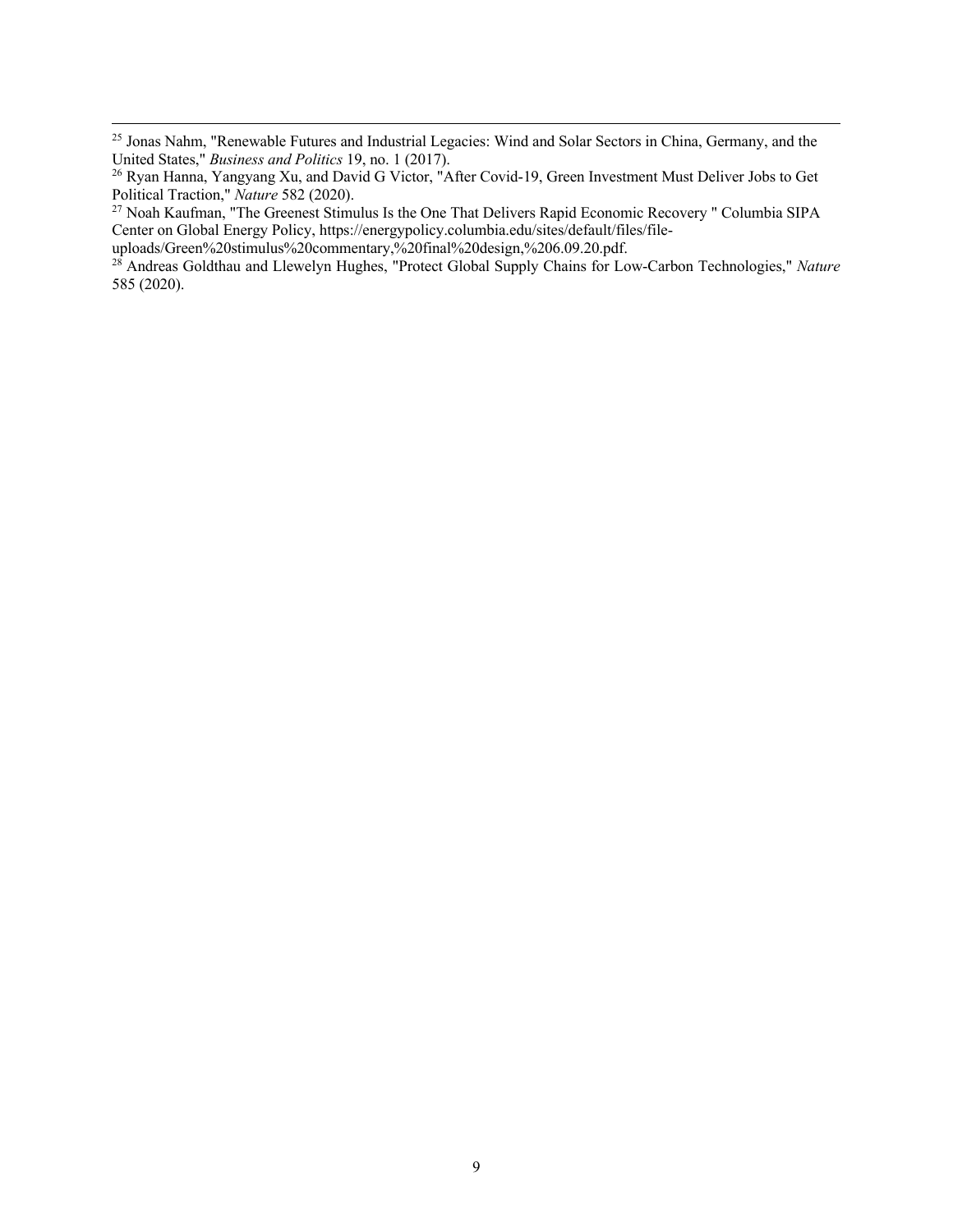[25] Jonas Nahm, "Renewable Futures and Industrial Legacies: Wind and Solar Sectors in China, Germany, and the United States," *Business and Politics* 19, no. 1 (2017).

[26] Ryan Hanna, Yangyang Xu, and David G Victor, "After Covid-19, Green Investment Must Deliver Jobs to Get Political Traction," *Nature* 582 (2020).

[27] Noah Kaufman, "The Greenest Stimulus Is the One That Delivers Rapid Economic Recovery " Columbia SIPA Center on Global Energy Policy, https://energypolicy.columbia.edu/sites/default/files/file-uploads/Green%20stimulus%20commentary,%20final%20design,%206.09.20.pdf.

[28] Andreas Goldthau and Llewelyn Hughes, "Protect Global Supply Chains for Low-Carbon Technologies," *Nature* 585 (2020).